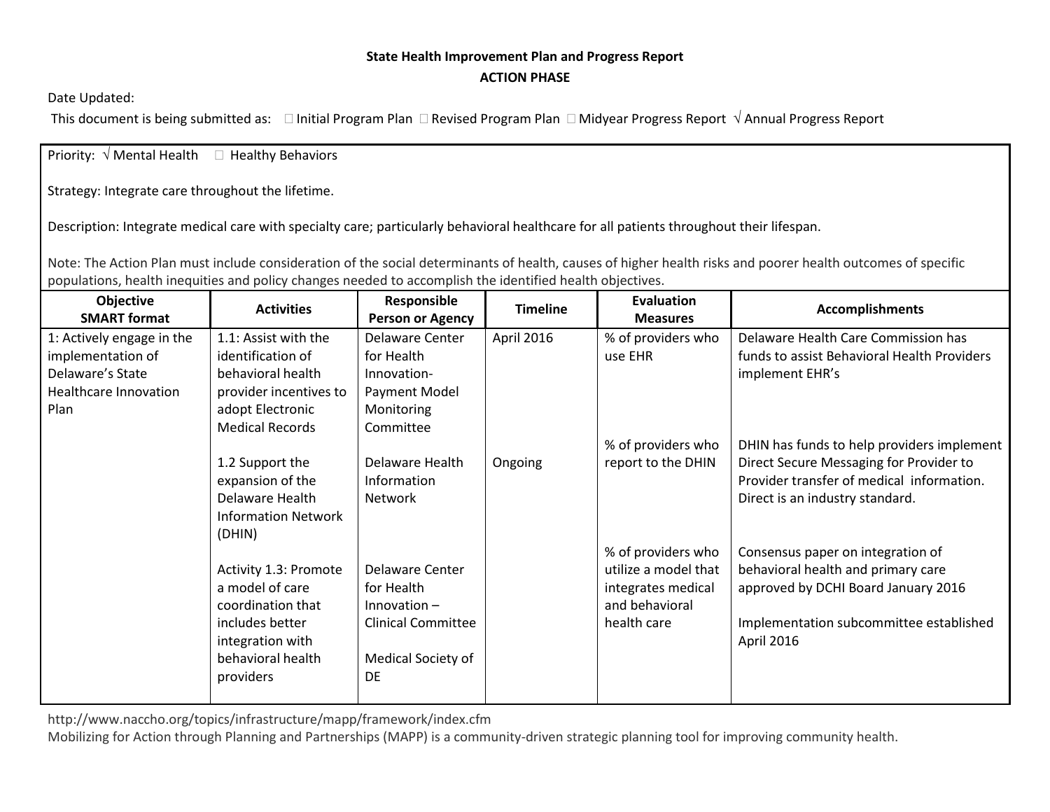**State Health Improvement Plan and Progress Report**

**ACTION PHASE**

Date Updated:

This document is being submitted as: ☐ Initial Program Plan ☐ Revised Program Plan ☐ Midyear Progress Report √ Annual Progress Report

Priority: √ Mental Health ☐ Healthy Behaviors

Strategy: Integrate care throughout the lifetime.

Description: Integrate medical care with specialty care; particularly behavioral healthcare for all patients throughout their lifespan.

Note: The Action Plan must include consideration of the social determinants of health, causes of higher health risks and poorer health outcomes of specific populations, health inequities and policy changes needed to accomplish the identified health objectives.

| Objective SMART format | Activities | Responsible Person or Agency | Timeline | Evaluation Measures | Accomplishments |
|---|---|---|---|---|---|
| 1: Actively engage in the implementation of Delaware's State Healthcare Innovation Plan | 1.1: Assist with the identification of behavioral health provider incentives to adopt Electronic Medical Records | Delaware Center for Health Innovation- Payment Model Monitoring Committee | April 2016 | % of providers who use EHR | Delaware Health Care Commission has funds to assist Behavioral Health Providers implement EHR's |
| | 1.2 Support the expansion of the Delaware Health Information Network (DHIN) | Delaware Health Information Network | Ongoing | % of providers who report to the DHIN | DHIN has funds to help providers implement Direct Secure Messaging for Provider to Provider transfer of medical information. Direct is an industry standard. |
| | Activity 1.3: Promote a model of care coordination that includes better integration with behavioral health providers | Delaware Center for Health Innovation – Clinical Committee<br><br>Medical Society of DE | | % of providers who utilize a model that integrates medical and behavioral health care | Consensus paper on integration of behavioral health and primary care approved by DCHI Board January 2016<br><br>Implementation subcommittee established April 2016 |

http://www.naccho.org/topics/infrastructure/mapp/framework/index.cfm

Mobilizing for Action through Planning and Partnerships (MAPP) is a community-driven strategic planning tool for improving community health.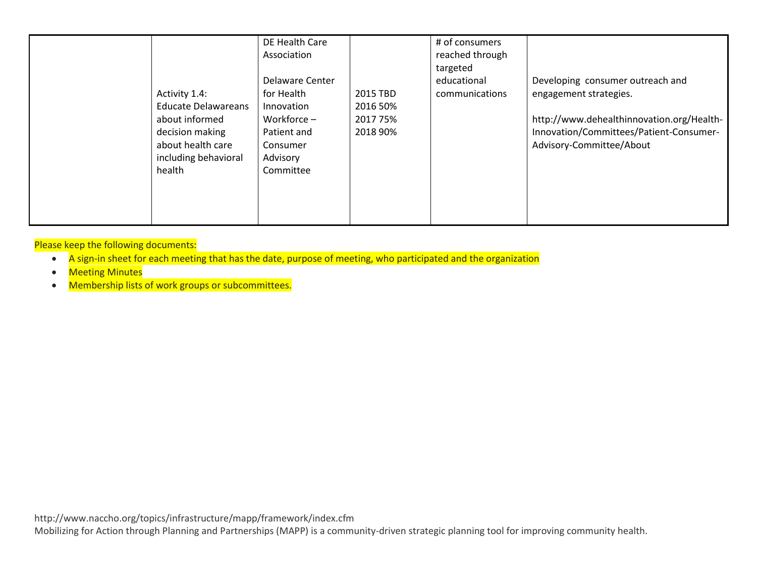| | | | | | |
|---|---|---|---|---|---|
| | Activity 1.4: Educate Delawareans about informed decision making about health care including behavioral health | DE Health Care Association<br><br>Delaware Center for Health Innovation Workforce – Patient and Consumer Advisory Committee | 2015 TBD<br>2016 50%<br>2017 75%<br>2018 90% | # of consumers reached through targeted educational communications | Developing consumer outreach and engagement strategies.<br><br>http://www.dehealthinnovation.org/Health-Innovation/Committees/Patient-Consumer-Advisory-Committee/About |

Please keep the following documents:

- A sign-in sheet for each meeting that has the date, purpose of meeting, who participated and the organization
- Meeting Minutes
- Membership lists of work groups or subcommittees.

http://www.naccho.org/topics/infrastructure/mapp/framework/index.cfm
Mobilizing for Action through Planning and Partnerships (MAPP) is a community-driven strategic planning tool for improving community health.